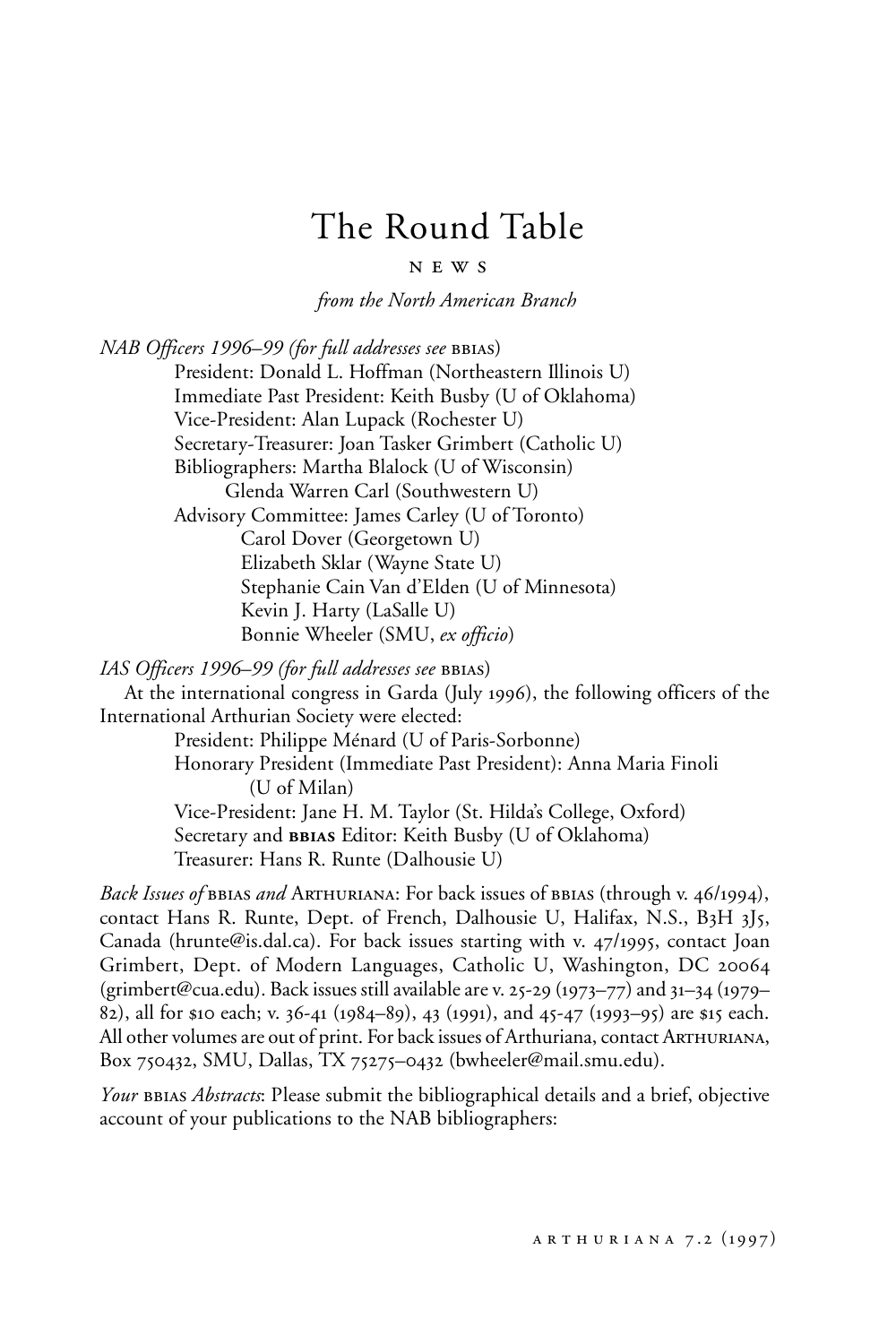# The Round Table

NEWS

*from the North American Branch*

*NAB Officers 1996–99 (for full addresses see* BBIAS)

President: Donald L. Hoffman (Northeastern Illinois U)
Immediate Past President: Keith Busby (U of Oklahoma)
Vice-President: Alan Lupack (Rochester U)
Secretary-Treasurer: Joan Tasker Grimbert (Catholic U)
Bibliographers: Martha Blalock (U of Wisconsin)
Glenda Warren Carl (Southwestern U)
Advisory Committee: James Carley (U of Toronto)
Carol Dover (Georgetown U)
Elizabeth Sklar (Wayne State U)
Stephanie Cain Van d'Elden (U of Minnesota)
Kevin J. Harty (LaSalle U)
Bonnie Wheeler (SMU, *ex officio*)

*IAS Officers 1996–99 (for full addresses see* BBIAS)

At the international congress in Garda (July 1996), the following officers of the International Arthurian Society were elected:

President: Philippe Ménard (U of Paris-Sorbonne)
Honorary President (Immediate Past President): Anna Maria Finoli (U of Milan)
Vice-President: Jane H. M. Taylor (St. Hilda's College, Oxford)
Secretary and **BBIAS** Editor: Keith Busby (U of Oklahoma)
Treasurer: Hans R. Runte (Dalhousie U)

*Back Issues of* BBIAS *and* ARTHURIANA: For back issues of BBIAS (through v. 46/1994), contact Hans R. Runte, Dept. of French, Dalhousie U, Halifax, N.S., B3H 3J5, Canada (hrunte@is.dal.ca). For back issues starting with v. 47/1995, contact Joan Grimbert, Dept. of Modern Languages, Catholic U, Washington, DC 20064 (grimbert@cua.edu). Back issues still available are v. 25-29 (1973–77) and 31–34 (1979–82), all for $10 each; v. 36-41 (1984–89), 43 (1991), and 45-47 (1993–95) are $15 each. All other volumes are out of print. For back issues of Arthuriana, contact ARTHURIANA, Box 750432, SMU, Dallas, TX 75275–0432 (bwheeler@mail.smu.edu).

*Your* BBIAS *Abstracts*: Please submit the bibliographical details and a brief, objective account of your publications to the NAB bibliographers: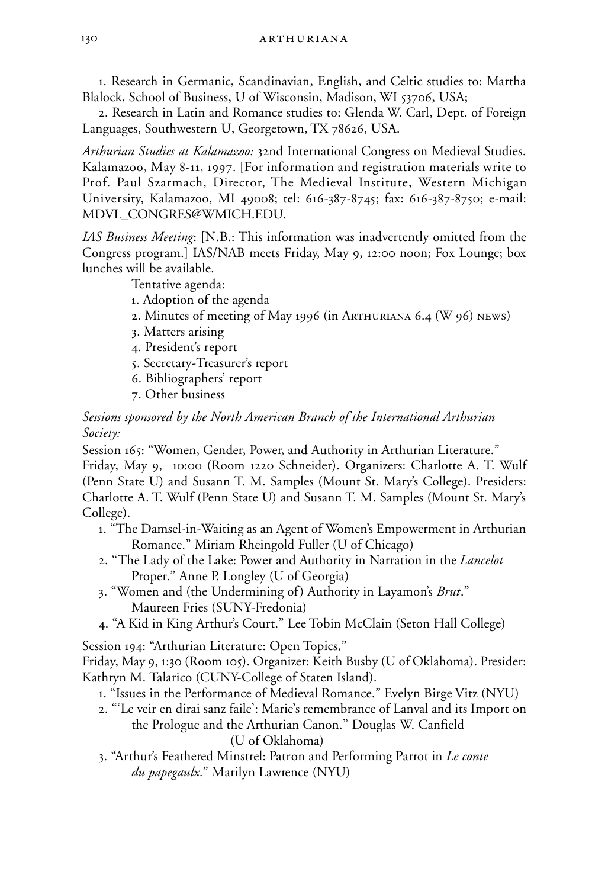1. Research in Germanic, Scandinavian, English, and Celtic studies to: Martha Blalock, School of Business, U of Wisconsin, Madison, WI 53706, USA;

2. Research in Latin and Romance studies to: Glenda W. Carl, Dept. of Foreign Languages, Southwestern U, Georgetown, TX 78626, USA.

*Arthurian Studies at Kalamazoo:* 32nd International Congress on Medieval Studies. Kalamazoo, May 8-11, 1997. [For information and registration materials write to Prof. Paul Szarmach, Director, The Medieval Institute, Western Michigan University, Kalamazoo, MI 49008; tel: 616-387-8745; fax: 616-387-8750; e-mail: MDVL_CONGRES@WMICH.EDU.

*IAS Business Meeting*: [N.B.: This information was inadvertently omitted from the Congress program.] IAS/NAB meets Friday, May 9, 12:00 noon; Fox Lounge; box lunches will be available.

Tentative agenda:

1. Adoption of the agenda
2. Minutes of meeting of May 1996 (in ARTHURIANA 6.4 (W 96) NEWS)
3. Matters arising
4. President's report
5. Secretary-Treasurer's report
6. Bibliographers' report
7. Other business

*Sessions sponsored by the North American Branch of the International Arthurian Society:*

Session 165: "Women, Gender, Power, and Authority in Arthurian Literature." Friday, May 9, 10:00 (Room 1220 Schneider). Organizers: Charlotte A. T. Wulf (Penn State U) and Susann T. M. Samples (Mount St. Mary's College). Presiders: Charlotte A. T. Wulf (Penn State U) and Susann T. M. Samples (Mount St. Mary's College).

1. "The Damsel-in-Waiting as an Agent of Women's Empowerment in Arthurian Romance." Miriam Rheingold Fuller (U of Chicago)
2. "The Lady of the Lake: Power and Authority in Narration in the *Lancelot* Proper." Anne P. Longley (U of Georgia)
3. "Women and (the Undermining of) Authority in Layamon's *Brut*." Maureen Fries (SUNY-Fredonia)
4. "A Kid in King Arthur's Court." Lee Tobin McClain (Seton Hall College)

Session 194: "Arthurian Literature: Open Topics."
Friday, May 9, 1:30 (Room 105). Organizer: Keith Busby (U of Oklahoma). Presider: Kathryn M. Talarico (CUNY-College of Staten Island).

1. "Issues in the Performance of Medieval Romance." Evelyn Birge Vitz (NYU)
2. "'Le veir en dirai sanz faile': Marie's remembrance of Lanval and its Import on the Prologue and the Arthurian Canon." Douglas W. Canfield (U of Oklahoma)
3. "Arthur's Feathered Minstrel: Patron and Performing Parrot in *Le conte du papegaulx*." Marilyn Lawrence (NYU)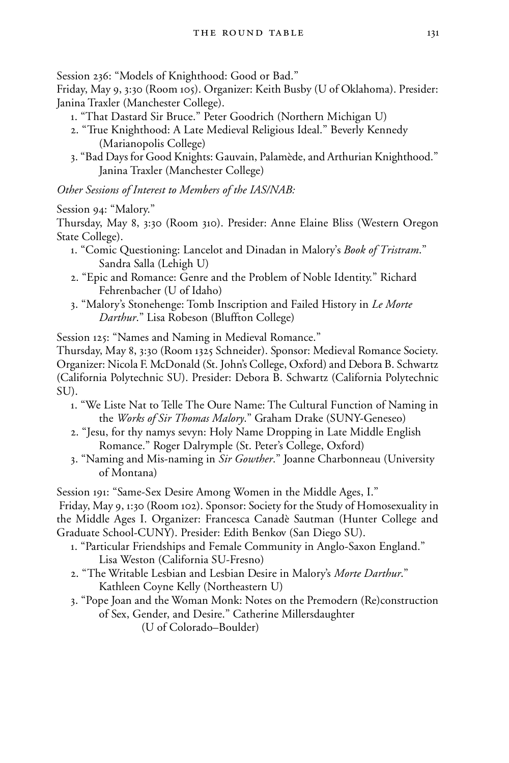Session 236: "Models of Knighthood: Good or Bad."

Friday, May 9, 3:30 (Room 105). Organizer: Keith Busby (U of Oklahoma). Presider: Janina Traxler (Manchester College).

1. "That Dastard Sir Bruce." Peter Goodrich (Northern Michigan U)
2. "True Knighthood: A Late Medieval Religious Ideal." Beverly Kennedy (Marianopolis College)
3. "Bad Days for Good Knights: Gauvain, Palamède, and Arthurian Knighthood." Janina Traxler (Manchester College)

*Other Sessions of Interest to Members of the IAS/NAB:*

Session 94: "Malory."

Thursday, May 8, 3:30 (Room 310). Presider: Anne Elaine Bliss (Western Oregon State College).

1. "Comic Questioning: Lancelot and Dinadan in Malory's *Book of Tristram*." Sandra Salla (Lehigh U)
2. "Epic and Romance: Genre and the Problem of Noble Identity." Richard Fehrenbacher (U of Idaho)
3. "Malory's Stonehenge: Tomb Inscription and Failed History in *Le Morte Darthur*." Lisa Robeson (Bluffton College)

Session 125: "Names and Naming in Medieval Romance."

Thursday, May 8, 3:30 (Room 1325 Schneider). Sponsor: Medieval Romance Society. Organizer: Nicola F. McDonald (St. John's College, Oxford) and Debora B. Schwartz (California Polytechnic SU). Presider: Debora B. Schwartz (California Polytechnic SU).

1. "We Liste Nat to Telle The Oure Name: The Cultural Function of Naming in the *Works of Sir Thomas Malory*." Graham Drake (SUNY-Geneseo)
2. "Jesu, for thy namys sevyn: Holy Name Dropping in Late Middle English Romance." Roger Dalrymple (St. Peter's College, Oxford)
3. "Naming and Mis-naming in *Sir Gowther*." Joanne Charbonneau (University of Montana)

Session 191: "Same-Sex Desire Among Women in the Middle Ages, I."

Friday, May 9, 1:30 (Room 102). Sponsor: Society for the Study of Homosexuality in the Middle Ages I. Organizer: Francesca Canadè Sautman (Hunter College and Graduate School-CUNY). Presider: Edith Benkov (San Diego SU).

1. "Particular Friendships and Female Community in Anglo-Saxon England." Lisa Weston (California SU-Fresno)
2. "The Writable Lesbian and Lesbian Desire in Malory's *Morte Darthur*." Kathleen Coyne Kelly (Northeastern U)
3. "Pope Joan and the Woman Monk: Notes on the Premodern (Re)construction of Sex, Gender, and Desire." Catherine Millersdaughter (U of Colorado–Boulder)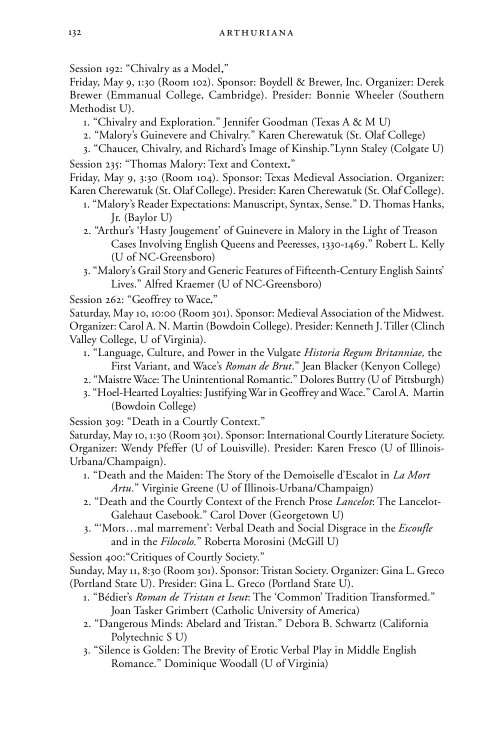Session 192: "Chivalry as a Model."

Friday, May 9, 1:30 (Room 102). Sponsor: Boydell & Brewer, Inc. Organizer: Derek Brewer (Emmanual College, Cambridge). Presider: Bonnie Wheeler (Southern Methodist U).

1. "Chivalry and Exploration." Jennifer Goodman (Texas A & M U)
2. "Malory's Guinevere and Chivalry." Karen Cherewatuk (St. Olaf College)
3. "Chaucer, Chivalry, and Richard's Image of Kinship."Lynn Staley (Colgate U)

Session 235: "Thomas Malory: Text and Context."

Friday, May 9, 3:30 (Room 104). Sponsor: Texas Medieval Association. Organizer: Karen Cherewatuk (St. Olaf College). Presider: Karen Cherewatuk (St. Olaf College).

1. "Malory's Reader Expectations: Manuscript, Syntax, Sense." D. Thomas Hanks, Jr. (Baylor U)
2. "Arthur's 'Hasty Jougement' of Guinevere in Malory in the Light of Treason Cases Involving English Queens and Peeresses, 1330-1469." Robert L. Kelly (U of NC-Greensboro)
3. "Malory's Grail Story and Generic Features of Fifteenth-Century English Saints' Lives." Alfred Kraemer (U of NC-Greensboro)

Session 262: "Geoffrey to Wace."

Saturday, May 10, 10:00 (Room 301). Sponsor: Medieval Association of the Midwest. Organizer: Carol A. N. Martin (Bowdoin College). Presider: Kenneth J. Tiller (Clinch Valley College, U of Virginia).

1. "Language, Culture, and Power in the Vulgate *Historia Regum Britanniae,* the First Variant, and Wace's *Roman de Brut*." Jean Blacker (Kenyon College)
2. "Maistre Wace: The Unintentional Romantic." Dolores Buttry (U of Pittsburgh)
3. "Hoel-Hearted Loyalties: Justifying War in Geoffrey and Wace." Carol A. Martin (Bowdoin College)

Session 309: "Death in a Courtly Context."

Saturday, May 10, 1:30 (Room 301). Sponsor: International Courtly Literature Society. Organizer: Wendy Pfeffer (U of Louisville). Presider: Karen Fresco (U of Illinois-Urbana/Champaign).

1. "Death and the Maiden: The Story of the Demoiselle d'Escalot in *La Mort Artu*." Virginie Greene (U of Illinois-Urbana/Champaign)
2. "Death and the Courtly Context of the French Prose *Lancelot*: The Lancelot-Galehaut Casebook." Carol Dover (Georgetown U)
3. "'Mors…mal marrement': Verbal Death and Social Disgrace in the *Escoufle* and in the *Filocolo.*" Roberta Morosini (McGill U)

Session 400:"Critiques of Courtly Society."

Sunday, May 11, 8:30 (Room 301). Sponsor: Tristan Society. Organizer: Gina L. Greco (Portland State U). Presider: Gina L. Greco (Portland State U).

1. "Bédier's *Roman de Tristan et Iseut*: The 'Common' Tradition Transformed." Joan Tasker Grimbert (Catholic University of America)
2. "Dangerous Minds: Abelard and Tristan." Debora B. Schwartz (California Polytechnic S U)
3. "Silence is Golden: The Brevity of Erotic Verbal Play in Middle English Romance." Dominique Woodall (U of Virginia)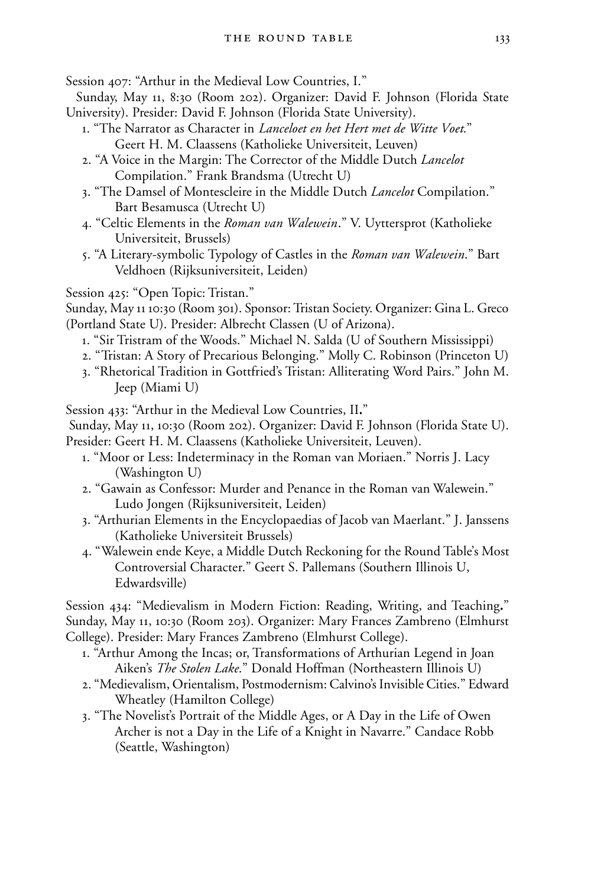Session 407: "Arthur in the Medieval Low Countries, I."

Sunday, May 11, 8:30 (Room 202). Organizer: David F. Johnson (Florida State University). Presider: David F. Johnson (Florida State University).

1. "The Narrator as Character in *Lanceloet en het Hert met de Witte Voet*." Geert H. M. Claassens (Katholieke Universiteit, Leuven)
2. "A Voice in the Margin: The Corrector of the Middle Dutch *Lancelot* Compilation." Frank Brandsma (Utrecht U)
3. "The Damsel of Montescleire in the Middle Dutch *Lancelot* Compilation." Bart Besamusca (Utrecht U)
4. "Celtic Elements in the *Roman van Walewein*." V. Uyttersprot (Katholieke Universiteit, Brussels)
5. "A Literary-symbolic Typology of Castles in the *Roman van Walewein*." Bart Veldhoen (Rijksuniversiteit, Leiden)

Session 425: "Open Topic: Tristan."

Sunday, May 11 10:30 (Room 301). Sponsor: Tristan Society. Organizer: Gina L. Greco (Portland State U). Presider: Albrecht Classen (U of Arizona).

1. "Sir Tristram of the Woods." Michael N. Salda (U of Southern Mississippi)
2. "Tristan: A Story of Precarious Belonging." Molly C. Robinson (Princeton U)
3. "Rhetorical Tradition in Gottfried's Tristan: Alliterating Word Pairs." John M. Jeep (Miami U)

Session 433: "Arthur in the Medieval Low Countries, II."

Sunday, May 11, 10:30 (Room 202). Organizer: David F. Johnson (Florida State U). Presider: Geert H. M. Claassens (Katholieke Universiteit, Leuven).

1. "Moor or Less: Indeterminacy in the Roman van Moriaen." Norris J. Lacy (Washington U)
2. "Gawain as Confessor: Murder and Penance in the Roman van Walewein." Ludo Jongen (Rijksuniversiteit, Leiden)
3. "Arthurian Elements in the Encyclopaedias of Jacob van Maerlant." J. Janssens (Katholieke Universiteit Brussels)
4. "Walewein ende Keye, a Middle Dutch Reckoning for the Round Table's Most Controversial Character." Geert S. Pallemans (Southern Illinois U, Edwardsville)

Session 434: "Medievalism in Modern Fiction: Reading, Writing, and Teaching." Sunday, May 11, 10:30 (Room 203). Organizer: Mary Frances Zambreno (Elmhurst College). Presider: Mary Frances Zambreno (Elmhurst College).

1. "Arthur Among the Incas; or, Transformations of Arthurian Legend in Joan Aiken's *The Stolen Lake*." Donald Hoffman (Northeastern Illinois U)
2. "Medievalism, Orientalism, Postmodernism: Calvino's Invisible Cities." Edward Wheatley (Hamilton College)
3. "The Novelist's Portrait of the Middle Ages, or A Day in the Life of Owen Archer is not a Day in the Life of a Knight in Navarre." Candace Robb (Seattle, Washington)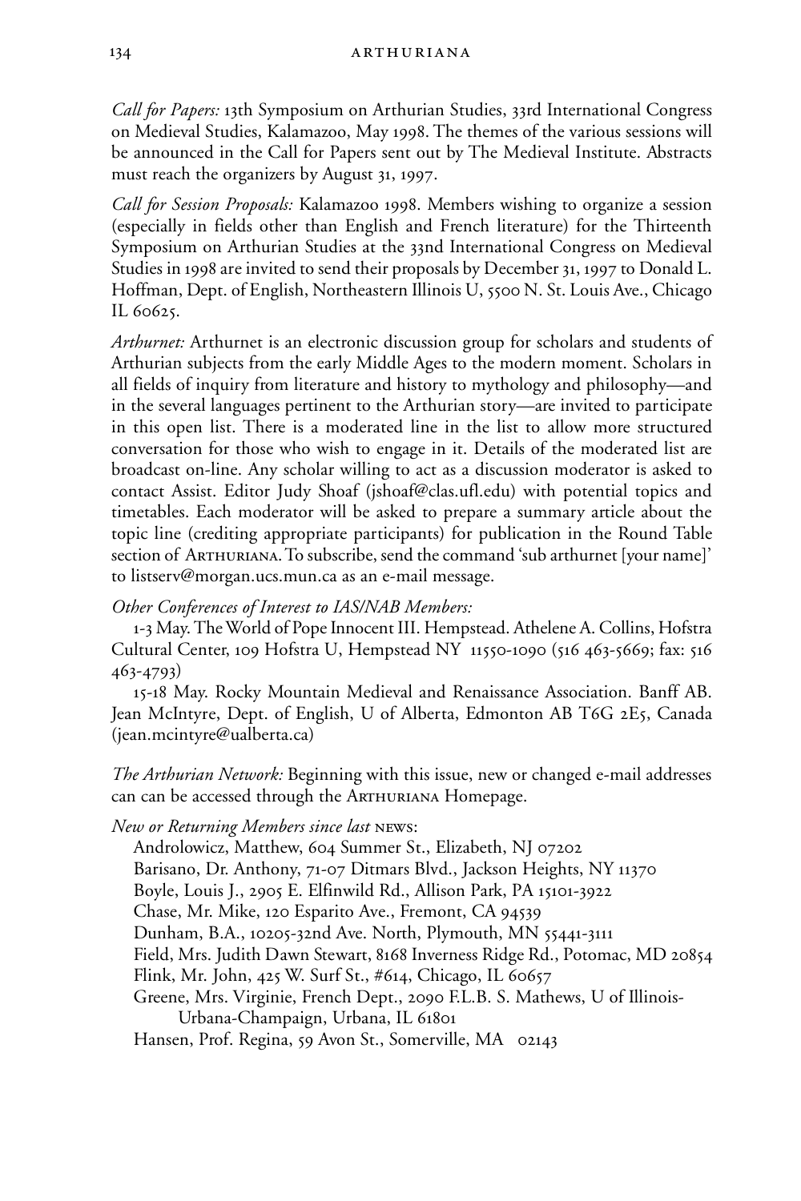*Call for Papers:* 13th Symposium on Arthurian Studies, 33rd International Congress on Medieval Studies, Kalamazoo, May 1998. The themes of the various sessions will be announced in the Call for Papers sent out by The Medieval Institute. Abstracts must reach the organizers by August 31, 1997.

*Call for Session Proposals:* Kalamazoo 1998. Members wishing to organize a session (especially in fields other than English and French literature) for the Thirteenth Symposium on Arthurian Studies at the 33nd International Congress on Medieval Studies in 1998 are invited to send their proposals by December 31, 1997 to Donald L. Hoffman, Dept. of English, Northeastern Illinois U, 5500 N. St. Louis Ave., Chicago IL 60625.

*Arthurnet:* Arthurnet is an electronic discussion group for scholars and students of Arthurian subjects from the early Middle Ages to the modern moment. Scholars in all fields of inquiry from literature and history to mythology and philosophy—and in the several languages pertinent to the Arthurian story—are invited to participate in this open list. There is a moderated line in the list to allow more structured conversation for those who wish to engage in it. Details of the moderated list are broadcast on-line. Any scholar willing to act as a discussion moderator is asked to contact Assist. Editor Judy Shoaf (jshoaf@clas.ufl.edu) with potential topics and timetables. Each moderator will be asked to prepare a summary article about the topic line (crediting appropriate participants) for publication in the Round Table section of ARTHURIANA. To subscribe, send the command 'sub arthurnet [your name]' to listserv@morgan.ucs.mun.ca as an e-mail message.

*Other Conferences of Interest to IAS/NAB Members:*

1-3 May. The World of Pope Innocent III. Hempstead. Athelene A. Collins, Hofstra Cultural Center, 109 Hofstra U, Hempstead NY 11550-1090 (516 463-5669; fax: 516 463-4793)

15-18 May. Rocky Mountain Medieval and Renaissance Association. Banff AB. Jean McIntyre, Dept. of English, U of Alberta, Edmonton AB T6G 2E5, Canada (jean.mcintyre@ualberta.ca)

*The Arthurian Network:* Beginning with this issue, new or changed e-mail addresses can can be accessed through the ARTHURIANA Homepage.

*New or Returning Members since last* NEWS:

Androlowicz, Matthew, 604 Summer St., Elizabeth, NJ 07202
Barisano, Dr. Anthony, 71-07 Ditmars Blvd., Jackson Heights, NY 11370
Boyle, Louis J., 2905 E. Elfinwild Rd., Allison Park, PA 15101-3922
Chase, Mr. Mike, 120 Esparito Ave., Fremont, CA 94539
Dunham, B.A., 10205-32nd Ave. North, Plymouth, MN 55441-3111
Field, Mrs. Judith Dawn Stewart, 8168 Inverness Ridge Rd., Potomac, MD 20854
Flink, Mr. John, 425 W. Surf St., #614, Chicago, IL 60657
Greene, Mrs. Virginie, French Dept., 2090 F.L.B. S. Mathews, U of Illinois-Urbana-Champaign, Urbana, IL 61801
Hansen, Prof. Regina, 59 Avon St., Somerville, MA 02143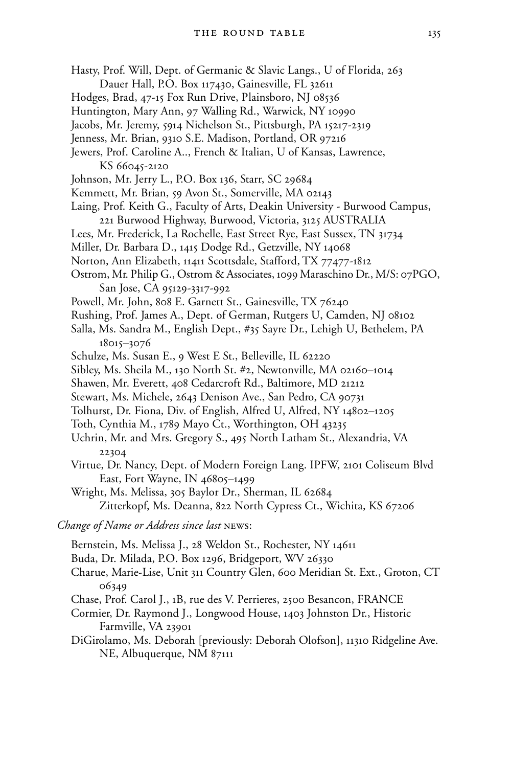Hasty, Prof. Will, Dept. of Germanic & Slavic Langs., U of Florida, 263 Dauer Hall, P.O. Box 117430, Gainesville, FL 32611

Hodges, Brad, 47-15 Fox Run Drive, Plainsboro, NJ 08536

Huntington, Mary Ann, 97 Walling Rd., Warwick, NY 10990

Jacobs, Mr. Jeremy, 5914 Nichelson St., Pittsburgh, PA 15217-2319

Jenness, Mr. Brian, 9310 S.E. Madison, Portland, OR 97216

Jewers, Prof. Caroline A.., French & Italian, U of Kansas, Lawrence, KS 66045-2120

Johnson, Mr. Jerry L., P.O. Box 136, Starr, SC 29684

Kemmett, Mr. Brian, 59 Avon St., Somerville, MA 02143

Laing, Prof. Keith G., Faculty of Arts, Deakin University - Burwood Campus, 221 Burwood Highway, Burwood, Victoria, 3125 AUSTRALIA

Lees, Mr. Frederick, La Rochelle, East Street Rye, East Sussex, TN 31734

Miller, Dr. Barbara D., 1415 Dodge Rd., Getzville, NY 14068

Norton, Ann Elizabeth, 11411 Scottsdale, Stafford, TX 77477-1812

Ostrom, Mr. Philip G., Ostrom & Associates, 1099 Maraschino Dr., M/S: 07PGO, San Jose, CA 95129-3317-992

Powell, Mr. John, 808 E. Garnett St., Gainesville, TX 76240

Rushing, Prof. James A., Dept. of German, Rutgers U, Camden, NJ 08102

Salla, Ms. Sandra M., English Dept., #35 Sayre Dr., Lehigh U, Bethelem, PA 18015–3076

Schulze, Ms. Susan E., 9 West E St., Belleville, IL 62220

Sibley, Ms. Sheila M., 130 North St. #2, Newtonville, MA 02160–1014

Shawen, Mr. Everett, 408 Cedarcroft Rd., Baltimore, MD 21212

Stewart, Ms. Michele, 2643 Denison Ave., San Pedro, CA 90731

Tolhurst, Dr. Fiona, Div. of English, Alfred U, Alfred, NY 14802–1205

Toth, Cynthia M., 1789 Mayo Ct., Worthington, OH 43235

Uchrin, Mr. and Mrs. Gregory S., 495 North Latham St., Alexandria, VA 22304

Virtue, Dr. Nancy, Dept. of Modern Foreign Lang. IPFW, 2101 Coliseum Blvd East, Fort Wayne, IN 46805–1499

Wright, Ms. Melissa, 305 Baylor Dr., Sherman, IL 62684

Zitterkopf, Ms. Deanna, 822 North Cypress Ct., Wichita, KS 67206

*Change of Name or Address since last* NEWS:

Bernstein, Ms. Melissa J., 28 Weldon St., Rochester, NY 14611

Buda, Dr. Milada, P.O. Box 1296, Bridgeport, WV 26330

Charue, Marie-Lise, Unit 311 Country Glen, 600 Meridian St. Ext., Groton, CT 06349

Chase, Prof. Carol J., 1B, rue des V. Perrieres, 2500 Besancon, FRANCE

Cormier, Dr. Raymond J., Longwood House, 1403 Johnston Dr., Historic Farmville, VA 23901

DiGirolamo, Ms. Deborah [previously: Deborah Olofson], 11310 Ridgeline Ave. NE, Albuquerque, NM 87111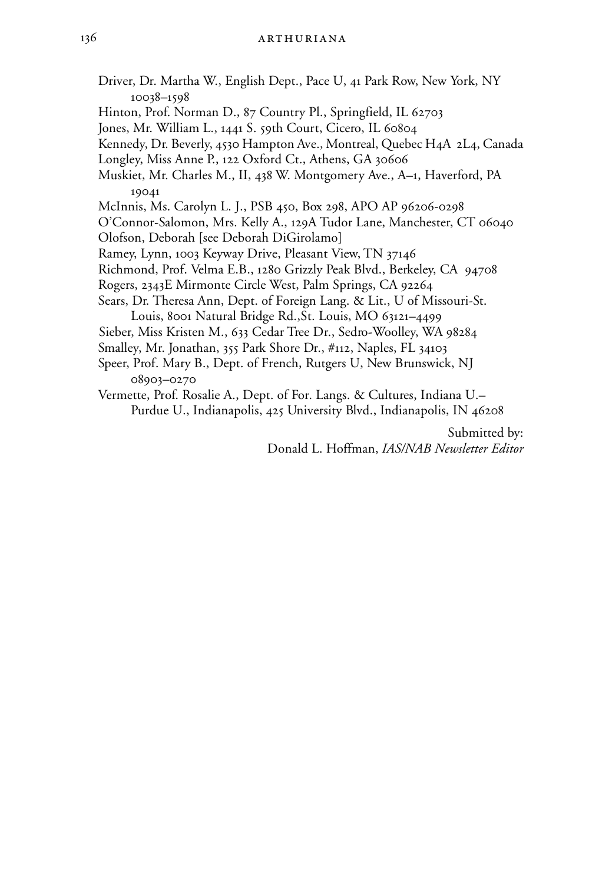Driver, Dr. Martha W., English Dept., Pace U, 41 Park Row, New York, NY 10038–1598

Hinton, Prof. Norman D., 87 Country Pl., Springfield, IL 62703

Jones, Mr. William L., 1441 S. 59th Court, Cicero, IL 60804

Kennedy, Dr. Beverly, 4530 Hampton Ave., Montreal, Quebec H4A 2L4, Canada

Longley, Miss Anne P., 122 Oxford Ct., Athens, GA 30606

Muskiet, Mr. Charles M., II, 438 W. Montgomery Ave., A–1, Haverford, PA 19041

McInnis, Ms. Carolyn L. J., PSB 450, Box 298, APO AP 96206-0298

O'Connor-Salomon, Mrs. Kelly A., 129A Tudor Lane, Manchester, CT 06040

Olofson, Deborah [see Deborah DiGirolamo]

Ramey, Lynn, 1003 Keyway Drive, Pleasant View, TN 37146

Richmond, Prof. Velma E.B., 1280 Grizzly Peak Blvd., Berkeley, CA 94708

Rogers, 2343E Mirmonte Circle West, Palm Springs, CA 92264

Sears, Dr. Theresa Ann, Dept. of Foreign Lang. & Lit., U of Missouri-St. Louis, 8001 Natural Bridge Rd.,St. Louis, MO 63121–4499

Sieber, Miss Kristen M., 633 Cedar Tree Dr., Sedro-Woolley, WA 98284

Smalley, Mr. Jonathan, 355 Park Shore Dr., #112, Naples, FL 34103

Speer, Prof. Mary B., Dept. of French, Rutgers U, New Brunswick, NJ 08903–0270

Vermette, Prof. Rosalie A., Dept. of For. Langs. & Cultures, Indiana U.–Purdue U., Indianapolis, 425 University Blvd., Indianapolis, IN 46208

Submitted by:
Donald L. Hoffman, *IAS/NAB Newsletter Editor*